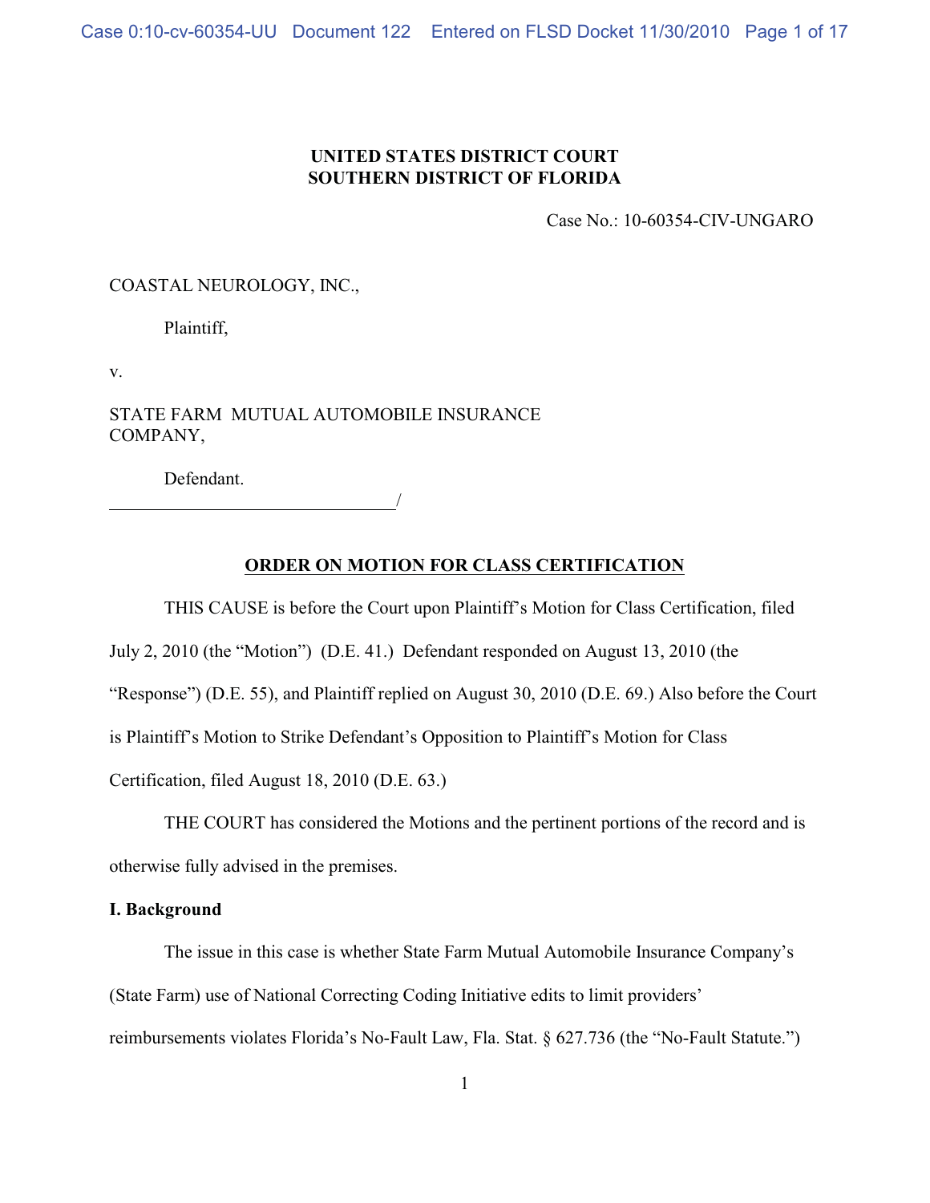**UNITED STATES DISTRICT COURT**
**SOUTHERN DISTRICT OF FLORIDA**

Case No.: 10-60354-CIV-UNGARO

COASTAL NEUROLOGY, INC.,

Plaintiff,

v.

STATE FARM MUTUAL AUTOMOBILE INSURANCE COMPANY,

Defendant.
_________________________________/

**ORDER ON MOTION FOR CLASS CERTIFICATION**

THIS CAUSE is before the Court upon Plaintiff's Motion for Class Certification, filed July 2, 2010 (the "Motion") (D.E. 41.) Defendant responded on August 13, 2010 (the "Response") (D.E. 55), and Plaintiff replied on August 30, 2010 (D.E. 69.) Also before the Court is Plaintiff's Motion to Strike Defendant's Opposition to Plaintiff's Motion for Class Certification, filed August 18, 2010 (D.E. 63.)

THE COURT has considered the Motions and the pertinent portions of the record and is otherwise fully advised in the premises.

**I. Background**

The issue in this case is whether State Farm Mutual Automobile Insurance Company's (State Farm) use of National Correcting Coding Initiative edits to limit providers' reimbursements violates Florida's No-Fault Law, Fla. Stat. § 627.736 (the "No-Fault Statute.")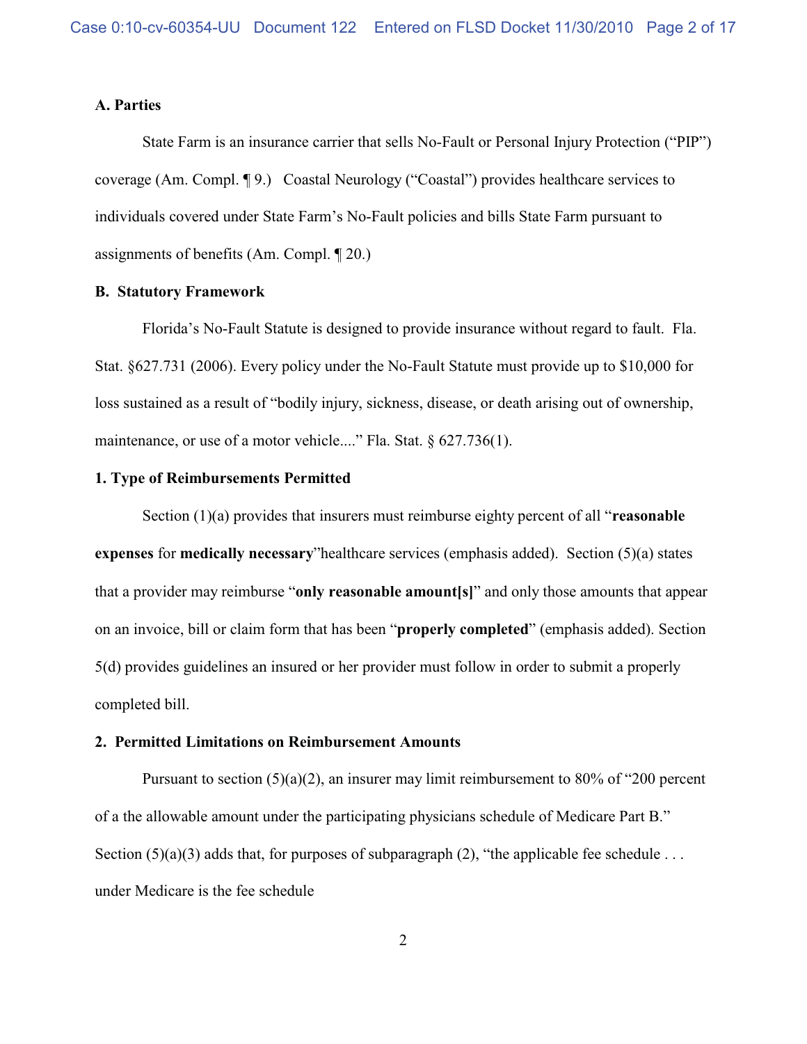**A. Parties**

State Farm is an insurance carrier that sells No-Fault or Personal Injury Protection ("PIP") coverage (Am. Compl. ¶ 9.) Coastal Neurology ("Coastal") provides healthcare services to individuals covered under State Farm's No-Fault policies and bills State Farm pursuant to assignments of benefits (Am. Compl. ¶ 20.)

**B. Statutory Framework**

Florida's No-Fault Statute is designed to provide insurance without regard to fault. Fla. Stat. §627.731 (2006). Every policy under the No-Fault Statute must provide up to $10,000 for loss sustained as a result of "bodily injury, sickness, disease, or death arising out of ownership, maintenance, or use of a motor vehicle...." Fla. Stat. § 627.736(1).

**1. Type of Reimbursements Permitted**

Section (1)(a) provides that insurers must reimburse eighty percent of all "**reasonable expenses** for **medically necessary**"healthcare services (emphasis added). Section (5)(a) states that a provider may reimburse "**only reasonable amount[s]**" and only those amounts that appear on an invoice, bill or claim form that has been "**properly completed**" (emphasis added). Section 5(d) provides guidelines an insured or her provider must follow in order to submit a properly completed bill.

**2. Permitted Limitations on Reimbursement Amounts**

Pursuant to section (5)(a)(2), an insurer may limit reimbursement to 80% of "200 percent of a the allowable amount under the participating physicians schedule of Medicare Part B." Section (5)(a)(3) adds that, for purposes of subparagraph (2), "the applicable fee schedule . . . under Medicare is the fee schedule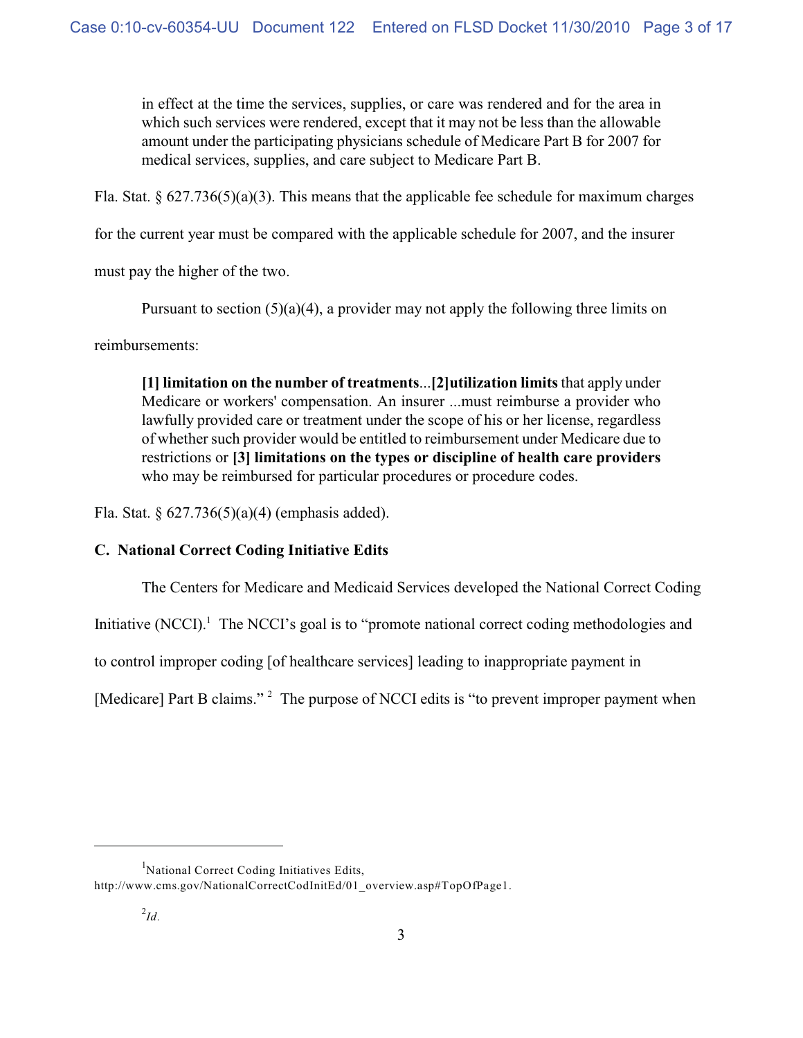> in effect at the time the services, supplies, or care was rendered and for the area in which such services were rendered, except that it may not be less than the allowable amount under the participating physicians schedule of Medicare Part B for 2007 for medical services, supplies, and care subject to Medicare Part B.

Fla. Stat. § 627.736(5)(a)(3). This means that the applicable fee schedule for maximum charges for the current year must be compared with the applicable schedule for 2007, and the insurer must pay the higher of the two.

Pursuant to section (5)(a)(4), a provider may not apply the following three limits on reimbursements:

> **[1] limitation on the number of treatments**...**[2]utilization limits** that apply under Medicare or workers' compensation. An insurer ...must reimburse a provider who lawfully provided care or treatment under the scope of his or her license, regardless of whether such provider would be entitled to reimbursement under Medicare due to restrictions or **[3] limitations on the types or discipline of health care providers** who may be reimbursed for particular procedures or procedure codes.

Fla. Stat. § 627.736(5)(a)(4) (emphasis added).

### C. National Correct Coding Initiative Edits

The Centers for Medicare and Medicaid Services developed the National Correct Coding Initiative (NCCI).[1] The NCCI's goal is to "promote national correct coding methodologies and to control improper coding [of healthcare services] leading to inappropriate payment in [Medicare] Part B claims."[2] The purpose of NCCI edits is "to prevent improper payment when

---

[1] National Correct Coding Initiatives Edits, http://www.cms.gov/NationalCorrectCodInitEd/01_overview.asp#TopOfPage1.

[2] *Id.*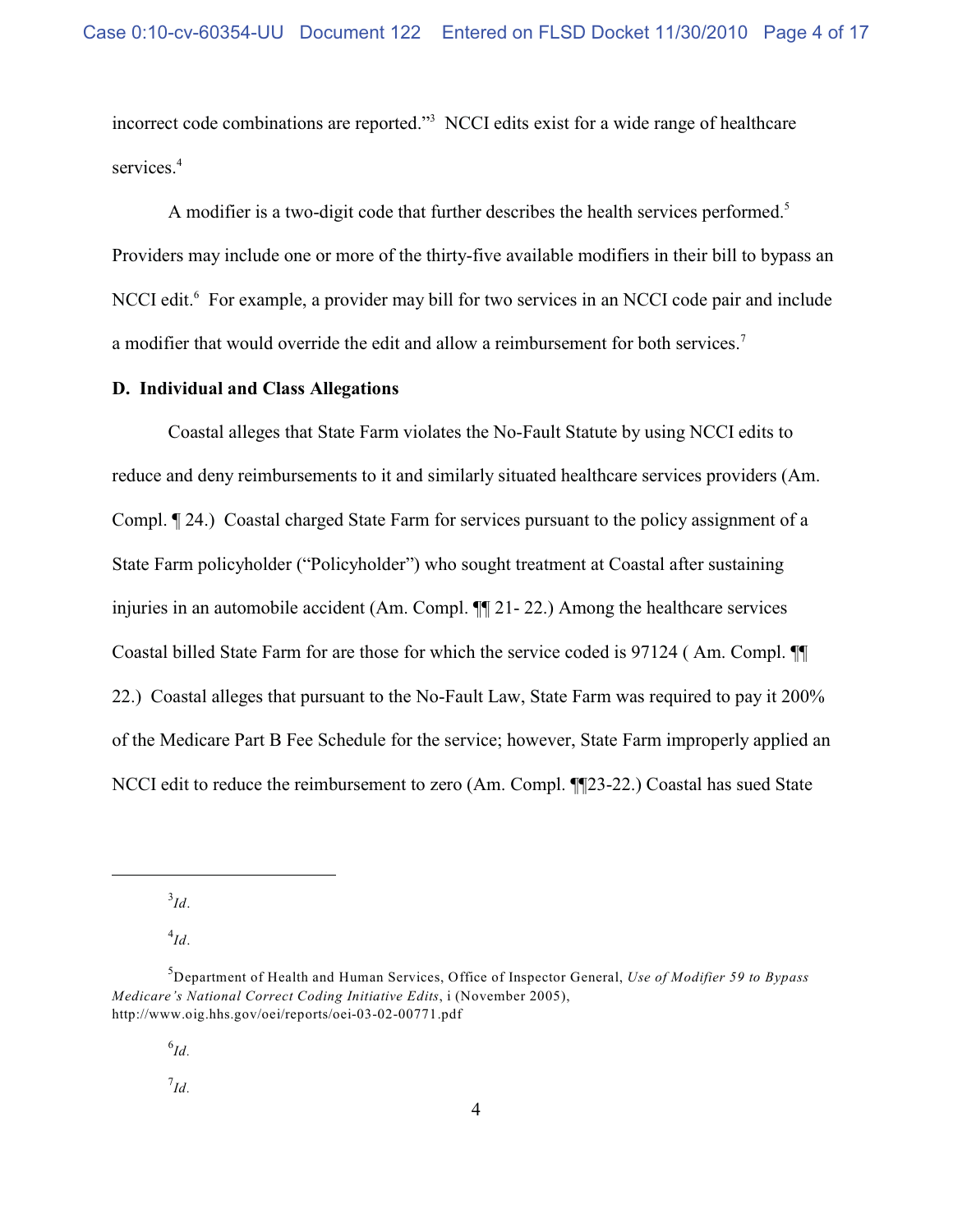incorrect code combinations are reported."[3] NCCI edits exist for a wide range of healthcare services.[4]

A modifier is a two-digit code that further describes the health services performed.[5] Providers may include one or more of the thirty-five available modifiers in their bill to bypass an NCCI edit.[6] For example, a provider may bill for two services in an NCCI code pair and include a modifier that would override the edit and allow a reimbursement for both services.[7]

**D. Individual and Class Allegations**

Coastal alleges that State Farm violates the No-Fault Statute by using NCCI edits to reduce and deny reimbursements to it and similarly situated healthcare services providers (Am. Compl. ¶ 24.) Coastal charged State Farm for services pursuant to the policy assignment of a State Farm policyholder ("Policyholder") who sought treatment at Coastal after sustaining injuries in an automobile accident (Am. Compl. ¶¶ 21- 22.) Among the healthcare services Coastal billed State Farm for are those for which the service coded is 97124 ( Am. Compl. ¶¶ 22.) Coastal alleges that pursuant to the No-Fault Law, State Farm was required to pay it 200% of the Medicare Part B Fee Schedule for the service; however, State Farm improperly applied an NCCI edit to reduce the reimbursement to zero (Am. Compl. ¶¶23-22.) Coastal has sued State

---

[3] *Id.*

[4] *Id.*

[5] Department of Health and Human Services, Office of Inspector General, *Use of Modifier 59 to Bypass Medicare's National Correct Coding Initiative Edits*, i (November 2005), http://www.oig.hhs.gov/oei/reports/oei-03-02-00771.pdf

[6] *Id.*

[7] *Id.*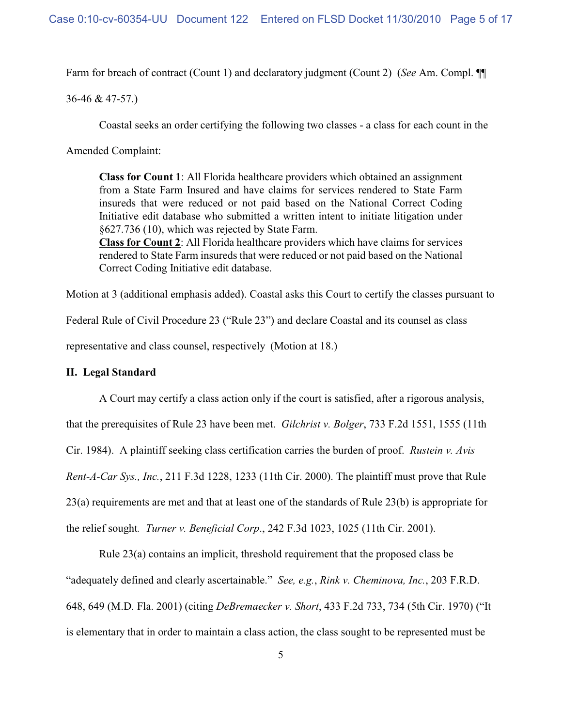Farm for breach of contract (Count 1) and declaratory judgment (Count 2) (*See* Am. Compl. ¶¶ 36-46 & 47-57.)

Coastal seeks an order certifying the following two classes - a class for each count in the Amended Complaint:

> **<u>Class for Count 1</u>**: All Florida healthcare providers which obtained an assignment from a State Farm Insured and have claims for services rendered to State Farm insureds that were reduced or not paid based on the National Correct Coding Initiative edit database who submitted a written intent to initiate litigation under §627.736 (10), which was rejected by State Farm.
> **<u>Class for Count 2</u>**: All Florida healthcare providers which have claims for services rendered to State Farm insureds that were reduced or not paid based on the National Correct Coding Initiative edit database.

Motion at 3 (additional emphasis added). Coastal asks this Court to certify the classes pursuant to Federal Rule of Civil Procedure 23 ("Rule 23") and declare Coastal and its counsel as class representative and class counsel, respectively (Motion at 18.)

## II. Legal Standard

A Court may certify a class action only if the court is satisfied, after a rigorous analysis, that the prerequisites of Rule 23 have been met. *Gilchrist v. Bolger*, 733 F.2d 1551, 1555 (11th Cir. 1984). A plaintiff seeking class certification carries the burden of proof. *Rustein v. Avis Rent-A-Car Sys., Inc.*, 211 F.3d 1228, 1233 (11th Cir. 2000). The plaintiff must prove that Rule 23(a) requirements are met and that at least one of the standards of Rule 23(b) is appropriate for the relief sought*.* *Turner v. Beneficial Corp*., 242 F.3d 1023, 1025 (11th Cir. 2001).

Rule 23(a) contains an implicit, threshold requirement that the proposed class be "adequately defined and clearly ascertainable." *See, e.g.*, *Rink v. Cheminova, Inc.*, 203 F.R.D. 648, 649 (M.D. Fla. 2001) (citing *DeBremaecker v. Short*, 433 F.2d 733, 734 (5th Cir. 1970) ("It is elementary that in order to maintain a class action, the class sought to be represented must be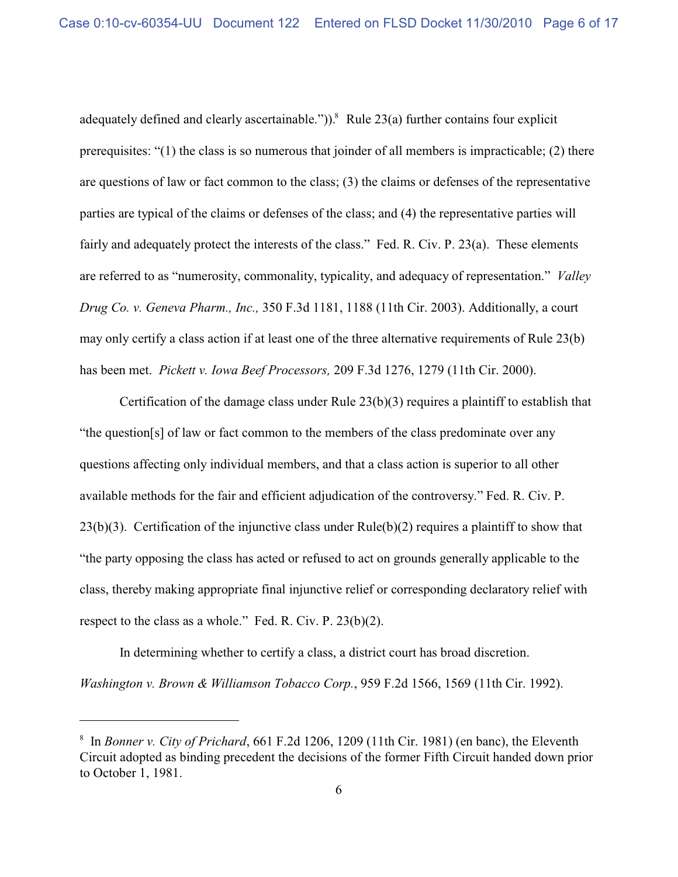adequately defined and clearly ascertainable.")).[8] Rule 23(a) further contains four explicit prerequisites: "(1) the class is so numerous that joinder of all members is impracticable; (2) there are questions of law or fact common to the class; (3) the claims or defenses of the representative parties are typical of the claims or defenses of the class; and (4) the representative parties will fairly and adequately protect the interests of the class." Fed. R. Civ. P. 23(a). These elements are referred to as "numerosity, commonality, typicality, and adequacy of representation." *Valley Drug Co. v. Geneva Pharm., Inc.,* 350 F.3d 1181, 1188 (11th Cir. 2003). Additionally, a court may only certify a class action if at least one of the three alternative requirements of Rule 23(b) has been met. *Pickett v. Iowa Beef Processors,* 209 F.3d 1276, 1279 (11th Cir. 2000).

Certification of the damage class under Rule 23(b)(3) requires a plaintiff to establish that "the question[s] of law or fact common to the members of the class predominate over any questions affecting only individual members, and that a class action is superior to all other available methods for the fair and efficient adjudication of the controversy." Fed. R. Civ. P. 23(b)(3). Certification of the injunctive class under Rule(b)(2) requires a plaintiff to show that "the party opposing the class has acted or refused to act on grounds generally applicable to the class, thereby making appropriate final injunctive relief or corresponding declaratory relief with respect to the class as a whole." Fed. R. Civ. P. 23(b)(2).

In determining whether to certify a class, a district court has broad discretion. *Washington v. Brown & Williamson Tobacco Corp.*, 959 F.2d 1566, 1569 (11th Cir. 1992).

---

[8] In *Bonner v. City of Prichard*, 661 F.2d 1206, 1209 (11th Cir. 1981) (en banc), the Eleventh Circuit adopted as binding precedent the decisions of the former Fifth Circuit handed down prior to October 1, 1981.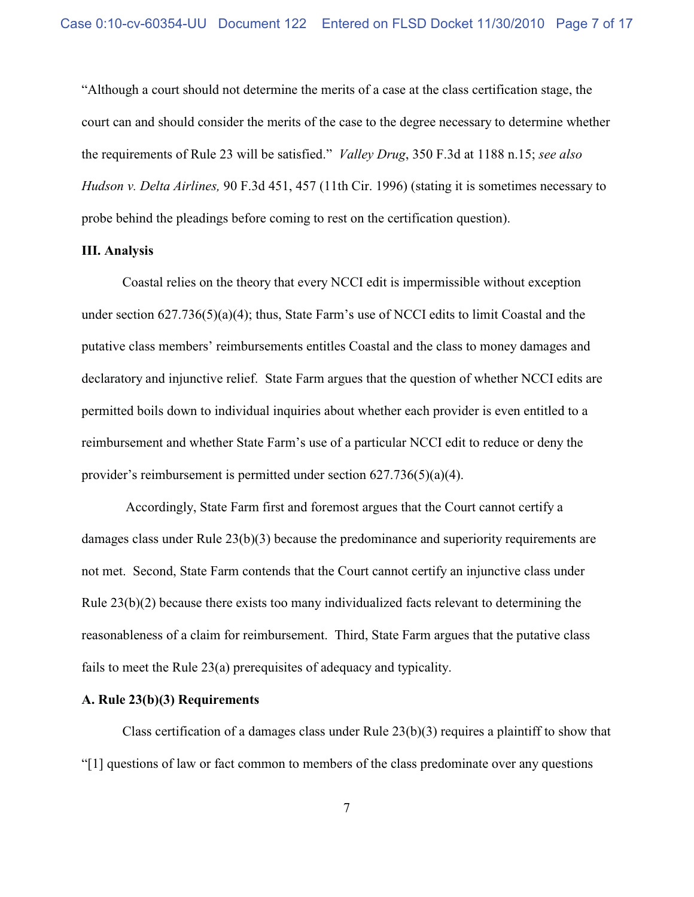"Although a court should not determine the merits of a case at the class certification stage, the court can and should consider the merits of the case to the degree necessary to determine whether the requirements of Rule 23 will be satisfied." *Valley Drug*, 350 F.3d at 1188 n.15; *see also Hudson v. Delta Airlines,* 90 F.3d 451, 457 (11th Cir. 1996) (stating it is sometimes necessary to probe behind the pleadings before coming to rest on the certification question).

**III. Analysis**

Coastal relies on the theory that every NCCI edit is impermissible without exception under section 627.736(5)(a)(4); thus, State Farm's use of NCCI edits to limit Coastal and the putative class members' reimbursements entitles Coastal and the class to money damages and declaratory and injunctive relief. State Farm argues that the question of whether NCCI edits are permitted boils down to individual inquiries about whether each provider is even entitled to a reimbursement and whether State Farm's use of a particular NCCI edit to reduce or deny the provider's reimbursement is permitted under section 627.736(5)(a)(4).

Accordingly, State Farm first and foremost argues that the Court cannot certify a damages class under Rule 23(b)(3) because the predominance and superiority requirements are not met. Second, State Farm contends that the Court cannot certify an injunctive class under Rule 23(b)(2) because there exists too many individualized facts relevant to determining the reasonableness of a claim for reimbursement. Third, State Farm argues that the putative class fails to meet the Rule 23(a) prerequisites of adequacy and typicality.

**A. Rule 23(b)(3) Requirements**

Class certification of a damages class under Rule 23(b)(3) requires a plaintiff to show that "[1] questions of law or fact common to members of the class predominate over any questions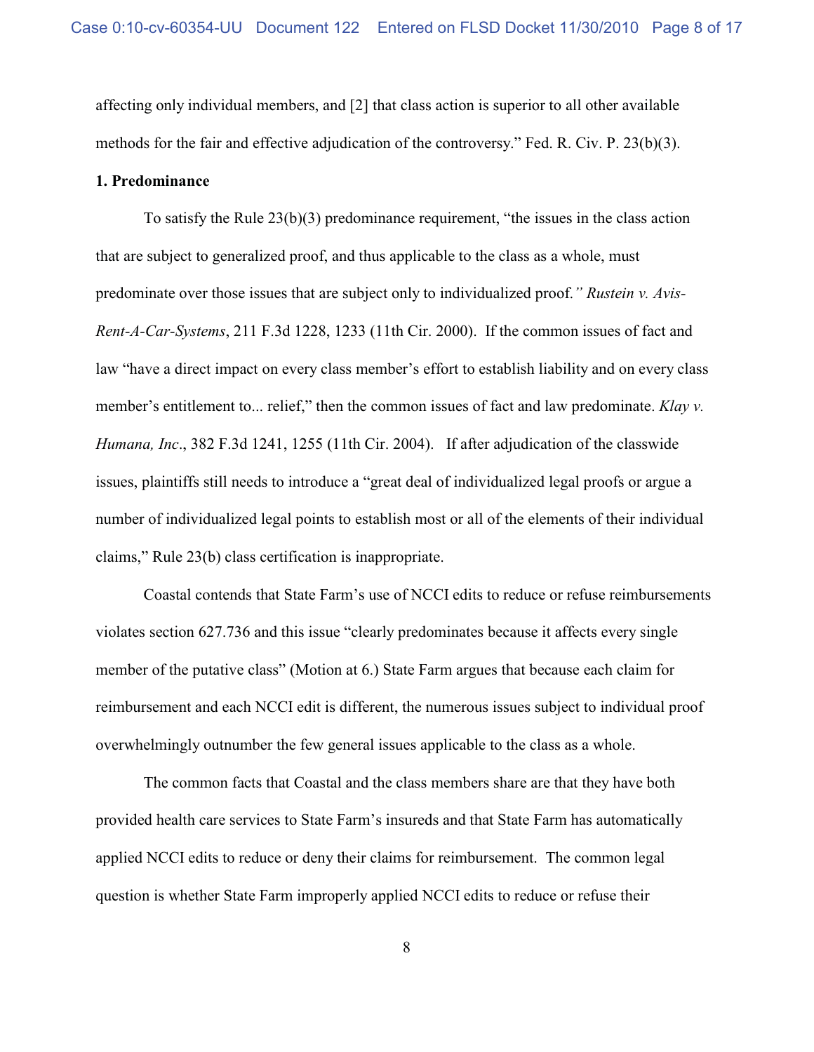affecting only individual members, and [2] that class action is superior to all other available methods for the fair and effective adjudication of the controversy." Fed. R. Civ. P. 23(b)(3).

**1. Predominance**

To satisfy the Rule 23(b)(3) predominance requirement, "the issues in the class action that are subject to generalized proof, and thus applicable to the class as a whole, must predominate over those issues that are subject only to individualized proof.*" Rustein v. Avis-Rent-A-Car-Systems*, 211 F.3d 1228, 1233 (11th Cir. 2000). If the common issues of fact and law "have a direct impact on every class member's effort to establish liability and on every class member's entitlement to... relief," then the common issues of fact and law predominate. *Klay v. Humana, Inc*., 382 F.3d 1241, 1255 (11th Cir. 2004). If after adjudication of the classwide issues, plaintiffs still needs to introduce a "great deal of individualized legal proofs or argue a number of individualized legal points to establish most or all of the elements of their individual claims," Rule 23(b) class certification is inappropriate.

Coastal contends that State Farm's use of NCCI edits to reduce or refuse reimbursements violates section 627.736 and this issue "clearly predominates because it affects every single member of the putative class" (Motion at 6.) State Farm argues that because each claim for reimbursement and each NCCI edit is different, the numerous issues subject to individual proof overwhelmingly outnumber the few general issues applicable to the class as a whole.

The common facts that Coastal and the class members share are that they have both provided health care services to State Farm's insureds and that State Farm has automatically applied NCCI edits to reduce or deny their claims for reimbursement. The common legal question is whether State Farm improperly applied NCCI edits to reduce or refuse their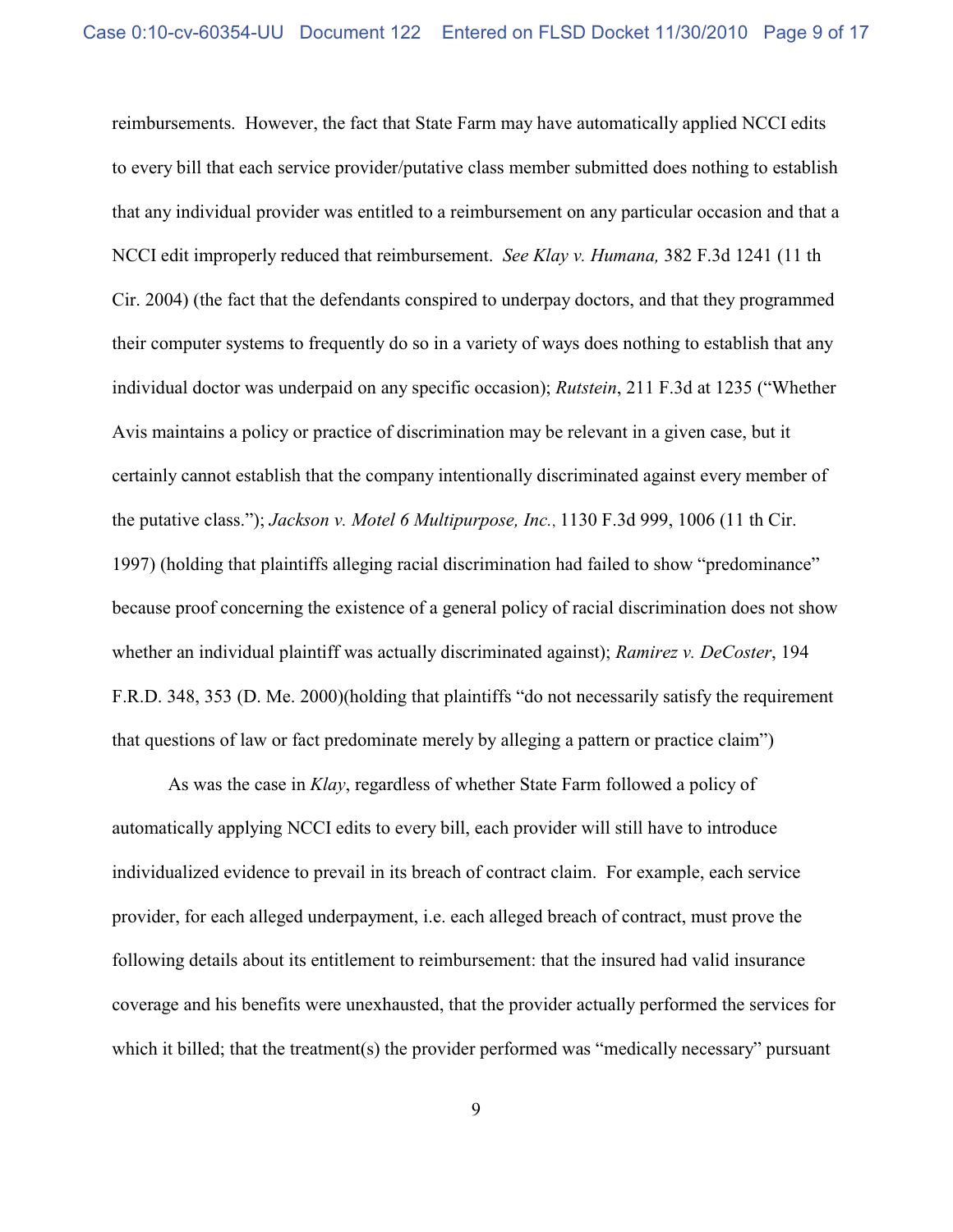reimbursements. However, the fact that State Farm may have automatically applied NCCI edits to every bill that each service provider/putative class member submitted does nothing to establish that any individual provider was entitled to a reimbursement on any particular occasion and that a NCCI edit improperly reduced that reimbursement. *See Klay v. Humana,* 382 F.3d 1241 (11 th Cir. 2004) (the fact that the defendants conspired to underpay doctors, and that they programmed their computer systems to frequently do so in a variety of ways does nothing to establish that any individual doctor was underpaid on any specific occasion); *Rutstein*, 211 F.3d at 1235 ("Whether Avis maintains a policy or practice of discrimination may be relevant in a given case, but it certainly cannot establish that the company intentionally discriminated against every member of the putative class."); *Jackson v. Motel 6 Multipurpose, Inc.*, 1130 F.3d 999, 1006 (11 th Cir. 1997) (holding that plaintiffs alleging racial discrimination had failed to show "predominance" because proof concerning the existence of a general policy of racial discrimination does not show whether an individual plaintiff was actually discriminated against); *Ramirez v. DeCoster*, 194 F.R.D. 348, 353 (D. Me. 2000)(holding that plaintiffs "do not necessarily satisfy the requirement that questions of law or fact predominate merely by alleging a pattern or practice claim")

As was the case in *Klay*, regardless of whether State Farm followed a policy of automatically applying NCCI edits to every bill, each provider will still have to introduce individualized evidence to prevail in its breach of contract claim. For example, each service provider, for each alleged underpayment, i.e. each alleged breach of contract, must prove the following details about its entitlement to reimbursement: that the insured had valid insurance coverage and his benefits were unexhausted, that the provider actually performed the services for which it billed; that the treatment(s) the provider performed was "medically necessary" pursuant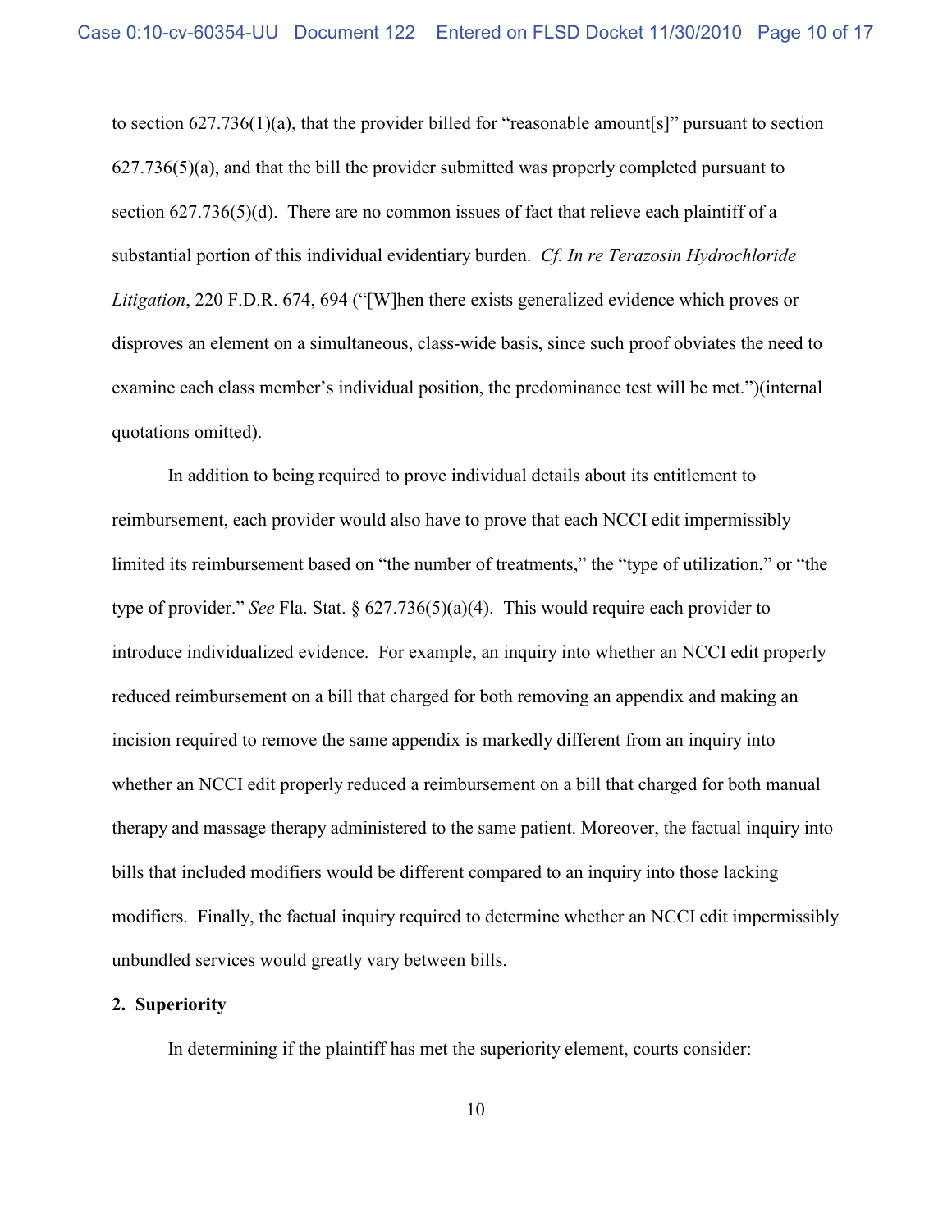to section 627.736(1)(a), that the provider billed for "reasonable amount[s]" pursuant to section 627.736(5)(a), and that the bill the provider submitted was properly completed pursuant to section 627.736(5)(d). There are no common issues of fact that relieve each plaintiff of a substantial portion of this individual evidentiary burden. *Cf. In re Terazosin Hydrochloride Litigation*, 220 F.D.R. 674, 694 ("[W]hen there exists generalized evidence which proves or disproves an element on a simultaneous, class-wide basis, since such proof obviates the need to examine each class member's individual position, the predominance test will be met.")(internal quotations omitted).

In addition to being required to prove individual details about its entitlement to reimbursement, each provider would also have to prove that each NCCI edit impermissibly limited its reimbursement based on "the number of treatments," the "type of utilization," or "the type of provider." *See* Fla. Stat. § 627.736(5)(a)(4). This would require each provider to introduce individualized evidence. For example, an inquiry into whether an NCCI edit properly reduced reimbursement on a bill that charged for both removing an appendix and making an incision required to remove the same appendix is markedly different from an inquiry into whether an NCCI edit properly reduced a reimbursement on a bill that charged for both manual therapy and massage therapy administered to the same patient. Moreover, the factual inquiry into bills that included modifiers would be different compared to an inquiry into those lacking modifiers. Finally, the factual inquiry required to determine whether an NCCI edit impermissibly unbundled services would greatly vary between bills.

**2. Superiority**

In determining if the plaintiff has met the superiority element, courts consider: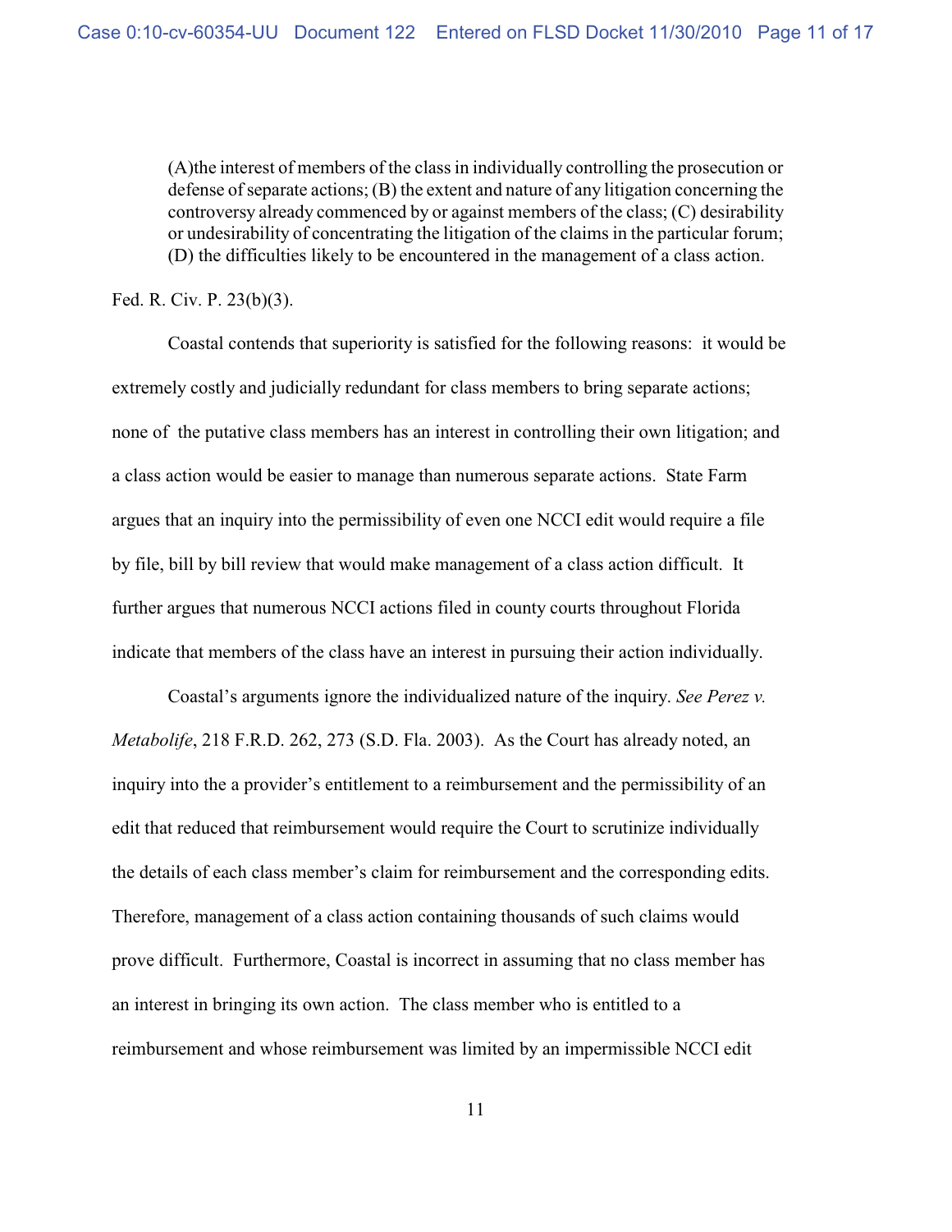> (A)the interest of members of the class in individually controlling the prosecution or defense of separate actions; (B) the extent and nature of any litigation concerning the controversy already commenced by or against members of the class; (C) desirability or undesirability of concentrating the litigation of the claims in the particular forum; (D) the difficulties likely to be encountered in the management of a class action.

Fed. R. Civ. P. 23(b)(3).

Coastal contends that superiority is satisfied for the following reasons: it would be extremely costly and judicially redundant for class members to bring separate actions; none of the putative class members has an interest in controlling their own litigation; and a class action would be easier to manage than numerous separate actions. State Farm argues that an inquiry into the permissibility of even one NCCI edit would require a file by file, bill by bill review that would make management of a class action difficult. It further argues that numerous NCCI actions filed in county courts throughout Florida indicate that members of the class have an interest in pursuing their action individually.

Coastal's arguments ignore the individualized nature of the inquiry. *See Perez v. Metabolife*, 218 F.R.D. 262, 273 (S.D. Fla. 2003). As the Court has already noted, an inquiry into the a provider's entitlement to a reimbursement and the permissibility of an edit that reduced that reimbursement would require the Court to scrutinize individually the details of each class member's claim for reimbursement and the corresponding edits. Therefore, management of a class action containing thousands of such claims would prove difficult. Furthermore, Coastal is incorrect in assuming that no class member has an interest in bringing its own action. The class member who is entitled to a reimbursement and whose reimbursement was limited by an impermissible NCCI edit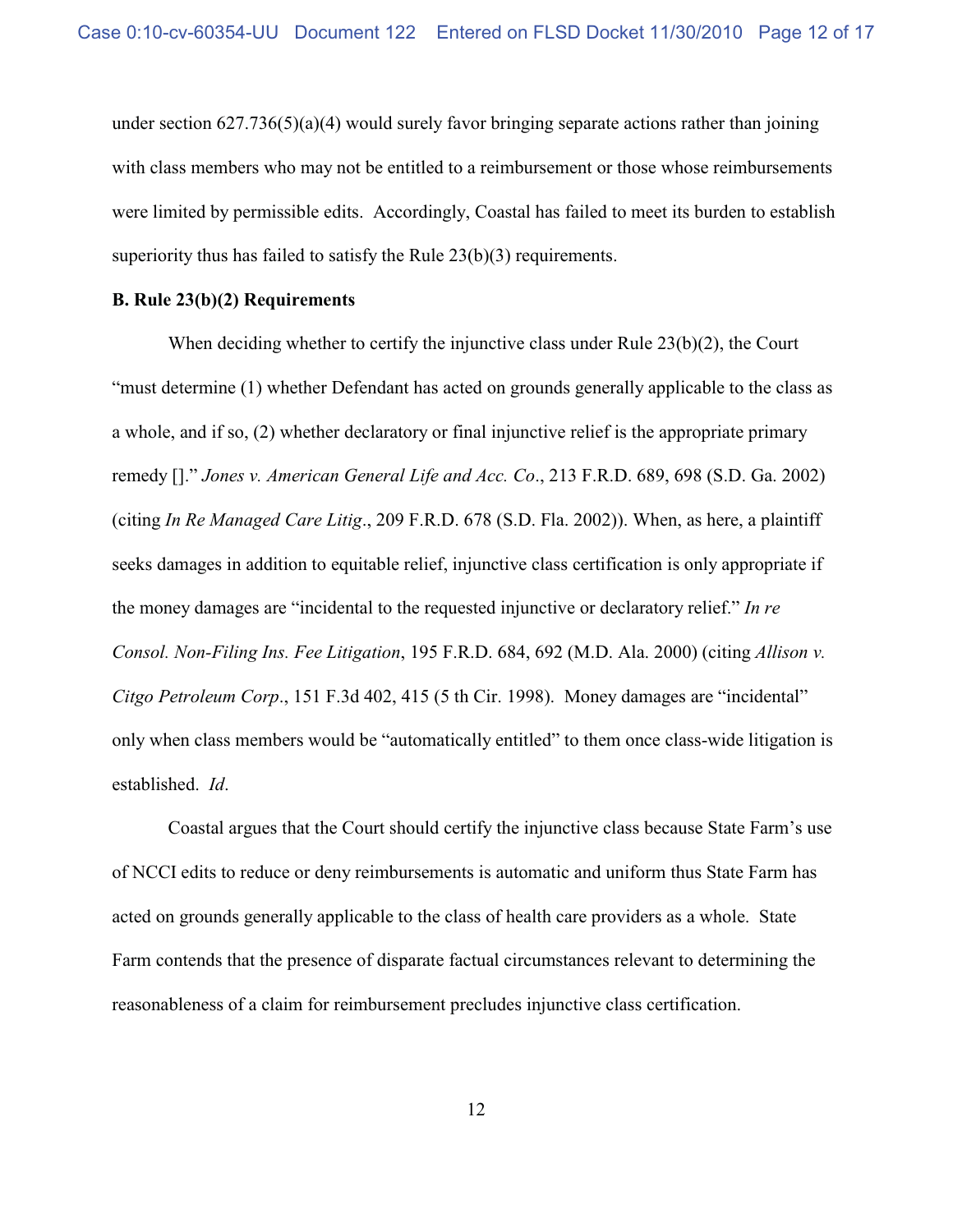under section 627.736(5)(a)(4) would surely favor bringing separate actions rather than joining with class members who may not be entitled to a reimbursement or those whose reimbursements were limited by permissible edits. Accordingly, Coastal has failed to meet its burden to establish superiority thus has failed to satisfy the Rule 23(b)(3) requirements.

**B. Rule 23(b)(2) Requirements**

When deciding whether to certify the injunctive class under Rule 23(b)(2), the Court "must determine (1) whether Defendant has acted on grounds generally applicable to the class as a whole, and if so, (2) whether declaratory or final injunctive relief is the appropriate primary remedy []." *Jones v. American General Life and Acc. Co*., 213 F.R.D. 689, 698 (S.D. Ga. 2002) (citing *In Re Managed Care Litig*., 209 F.R.D. 678 (S.D. Fla. 2002)). When, as here, a plaintiff seeks damages in addition to equitable relief, injunctive class certification is only appropriate if the money damages are "incidental to the requested injunctive or declaratory relief." *In re Consol. Non-Filing Ins. Fee Litigation*, 195 F.R.D. 684, 692 (M.D. Ala. 2000) (citing *Allison v. Citgo Petroleum Corp*., 151 F.3d 402, 415 (5 th Cir. 1998). Money damages are "incidental" only when class members would be "automatically entitled" to them once class-wide litigation is established. *Id*.

Coastal argues that the Court should certify the injunctive class because State Farm's use of NCCI edits to reduce or deny reimbursements is automatic and uniform thus State Farm has acted on grounds generally applicable to the class of health care providers as a whole. State Farm contends that the presence of disparate factual circumstances relevant to determining the reasonableness of a claim for reimbursement precludes injunctive class certification.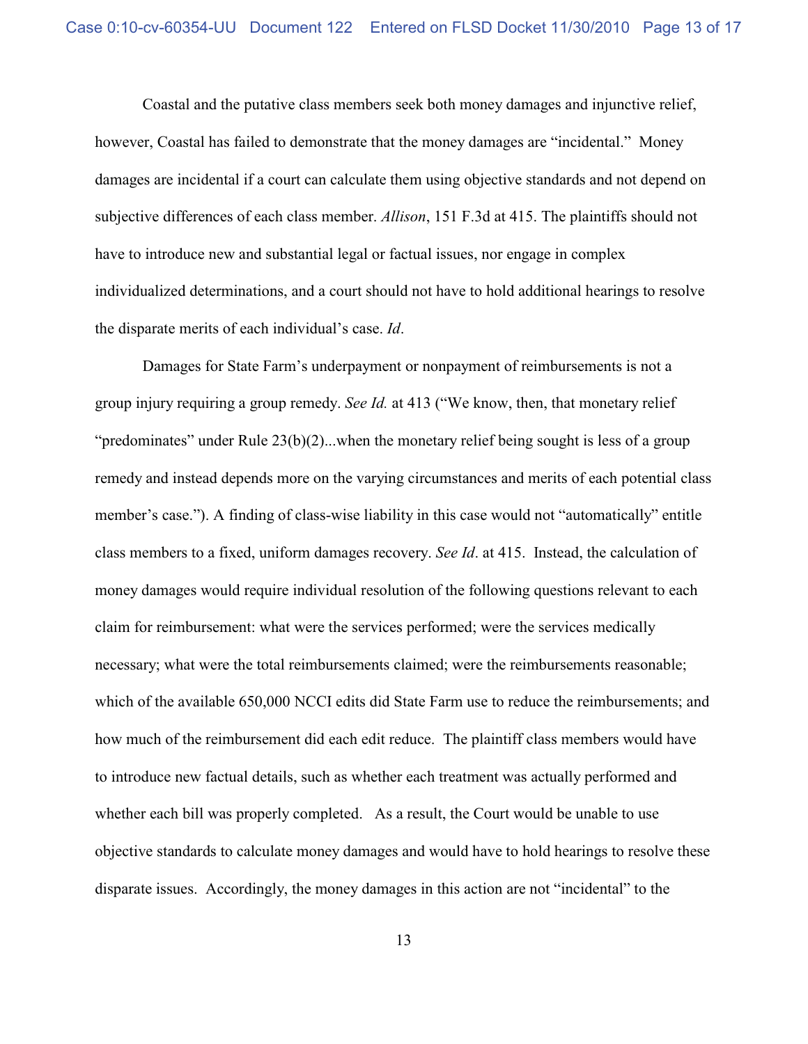Coastal and the putative class members seek both money damages and injunctive relief, however, Coastal has failed to demonstrate that the money damages are "incidental." Money damages are incidental if a court can calculate them using objective standards and not depend on subjective differences of each class member. *Allison*, 151 F.3d at 415. The plaintiffs should not have to introduce new and substantial legal or factual issues, nor engage in complex individualized determinations, and a court should not have to hold additional hearings to resolve the disparate merits of each individual's case. *Id*.

Damages for State Farm's underpayment or nonpayment of reimbursements is not a group injury requiring a group remedy. *See Id.* at 413 ("We know, then, that monetary relief "predominates" under Rule 23(b)(2)...when the monetary relief being sought is less of a group remedy and instead depends more on the varying circumstances and merits of each potential class member's case."). A finding of class-wise liability in this case would not "automatically" entitle class members to a fixed, uniform damages recovery. *See Id*. at 415. Instead, the calculation of money damages would require individual resolution of the following questions relevant to each claim for reimbursement: what were the services performed; were the services medically necessary; what were the total reimbursements claimed; were the reimbursements reasonable; which of the available 650,000 NCCI edits did State Farm use to reduce the reimbursements; and how much of the reimbursement did each edit reduce. The plaintiff class members would have to introduce new factual details, such as whether each treatment was actually performed and whether each bill was properly completed. As a result, the Court would be unable to use objective standards to calculate money damages and would have to hold hearings to resolve these disparate issues. Accordingly, the money damages in this action are not "incidental" to the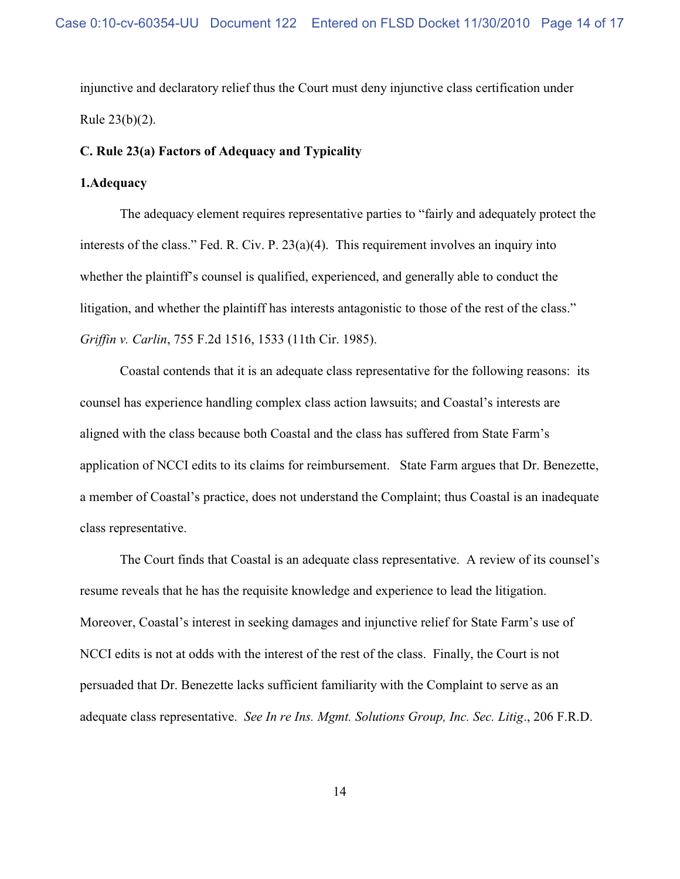injunctive and declaratory relief thus the Court must deny injunctive class certification under Rule 23(b)(2).

**C. Rule 23(a) Factors of Adequacy and Typicality**

**1.Adequacy**

The adequacy element requires representative parties to "fairly and adequately protect the interests of the class." Fed. R. Civ. P. 23(a)(4). This requirement involves an inquiry into whether the plaintiff's counsel is qualified, experienced, and generally able to conduct the litigation, and whether the plaintiff has interests antagonistic to those of the rest of the class." *Griffin v. Carlin*, 755 F.2d 1516, 1533 (11th Cir. 1985).

Coastal contends that it is an adequate class representative for the following reasons: its counsel has experience handling complex class action lawsuits; and Coastal's interests are aligned with the class because both Coastal and the class has suffered from State Farm's application of NCCI edits to its claims for reimbursement. State Farm argues that Dr. Benezette, a member of Coastal's practice, does not understand the Complaint; thus Coastal is an inadequate class representative.

The Court finds that Coastal is an adequate class representative. A review of its counsel's resume reveals that he has the requisite knowledge and experience to lead the litigation. Moreover, Coastal's interest in seeking damages and injunctive relief for State Farm's use of NCCI edits is not at odds with the interest of the rest of the class. Finally, the Court is not persuaded that Dr. Benezette lacks sufficient familiarity with the Complaint to serve as an adequate class representative. *See In re Ins. Mgmt. Solutions Group, Inc. Sec. Litig*., 206 F.R.D.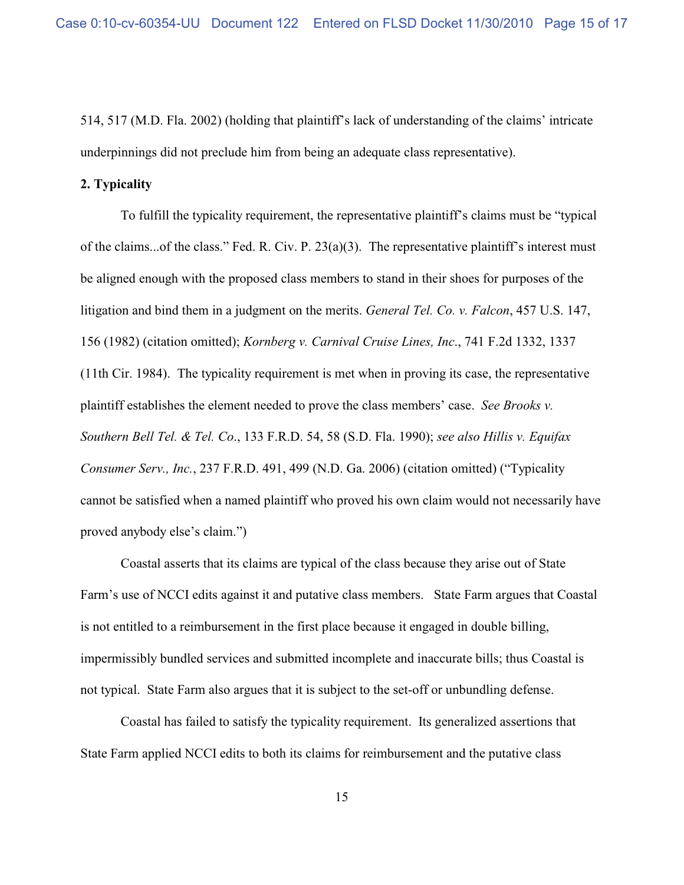514, 517 (M.D. Fla. 2002) (holding that plaintiff's lack of understanding of the claims' intricate underpinnings did not preclude him from being an adequate class representative).

**2. Typicality**

To fulfill the typicality requirement, the representative plaintiff's claims must be "typical of the claims...of the class." Fed. R. Civ. P. 23(a)(3). The representative plaintiff's interest must be aligned enough with the proposed class members to stand in their shoes for purposes of the litigation and bind them in a judgment on the merits. *General Tel. Co. v. Falcon*, 457 U.S. 147, 156 (1982) (citation omitted); *Kornberg v. Carnival Cruise Lines, Inc*., 741 F.2d 1332, 1337 (11th Cir. 1984). The typicality requirement is met when in proving its case, the representative plaintiff establishes the element needed to prove the class members' case. *See Brooks v. Southern Bell Tel. & Tel. Co*., 133 F.R.D. 54, 58 (S.D. Fla. 1990); *see also Hillis v. Equifax Consumer Serv., Inc.*, 237 F.R.D. 491, 499 (N.D. Ga. 2006) (citation omitted) ("Typicality cannot be satisfied when a named plaintiff who proved his own claim would not necessarily have proved anybody else's claim.")

Coastal asserts that its claims are typical of the class because they arise out of State Farm's use of NCCI edits against it and putative class members. State Farm argues that Coastal is not entitled to a reimbursement in the first place because it engaged in double billing, impermissibly bundled services and submitted incomplete and inaccurate bills; thus Coastal is not typical. State Farm also argues that it is subject to the set-off or unbundling defense.

Coastal has failed to satisfy the typicality requirement. Its generalized assertions that State Farm applied NCCI edits to both its claims for reimbursement and the putative class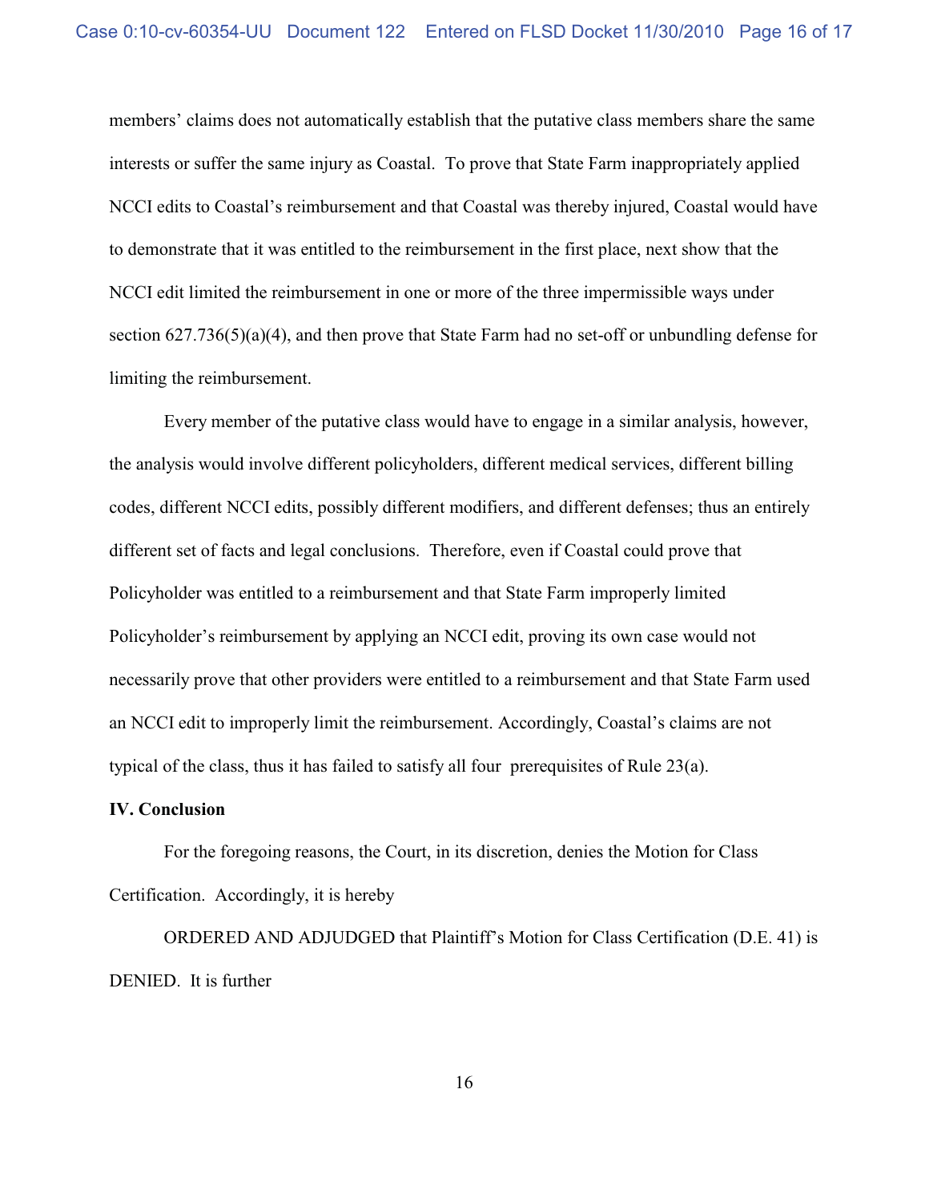members' claims does not automatically establish that the putative class members share the same interests or suffer the same injury as Coastal. To prove that State Farm inappropriately applied NCCI edits to Coastal's reimbursement and that Coastal was thereby injured, Coastal would have to demonstrate that it was entitled to the reimbursement in the first place, next show that the NCCI edit limited the reimbursement in one or more of the three impermissible ways under section 627.736(5)(a)(4), and then prove that State Farm had no set-off or unbundling defense for limiting the reimbursement.

Every member of the putative class would have to engage in a similar analysis, however, the analysis would involve different policyholders, different medical services, different billing codes, different NCCI edits, possibly different modifiers, and different defenses; thus an entirely different set of facts and legal conclusions. Therefore, even if Coastal could prove that Policyholder was entitled to a reimbursement and that State Farm improperly limited Policyholder's reimbursement by applying an NCCI edit, proving its own case would not necessarily prove that other providers were entitled to a reimbursement and that State Farm used an NCCI edit to improperly limit the reimbursement. Accordingly, Coastal's claims are not typical of the class, thus it has failed to satisfy all four prerequisites of Rule 23(a).

**IV. Conclusion**

For the foregoing reasons, the Court, in its discretion, denies the Motion for Class Certification. Accordingly, it is hereby

ORDERED AND ADJUDGED that Plaintiff's Motion for Class Certification (D.E. 41) is DENIED. It is further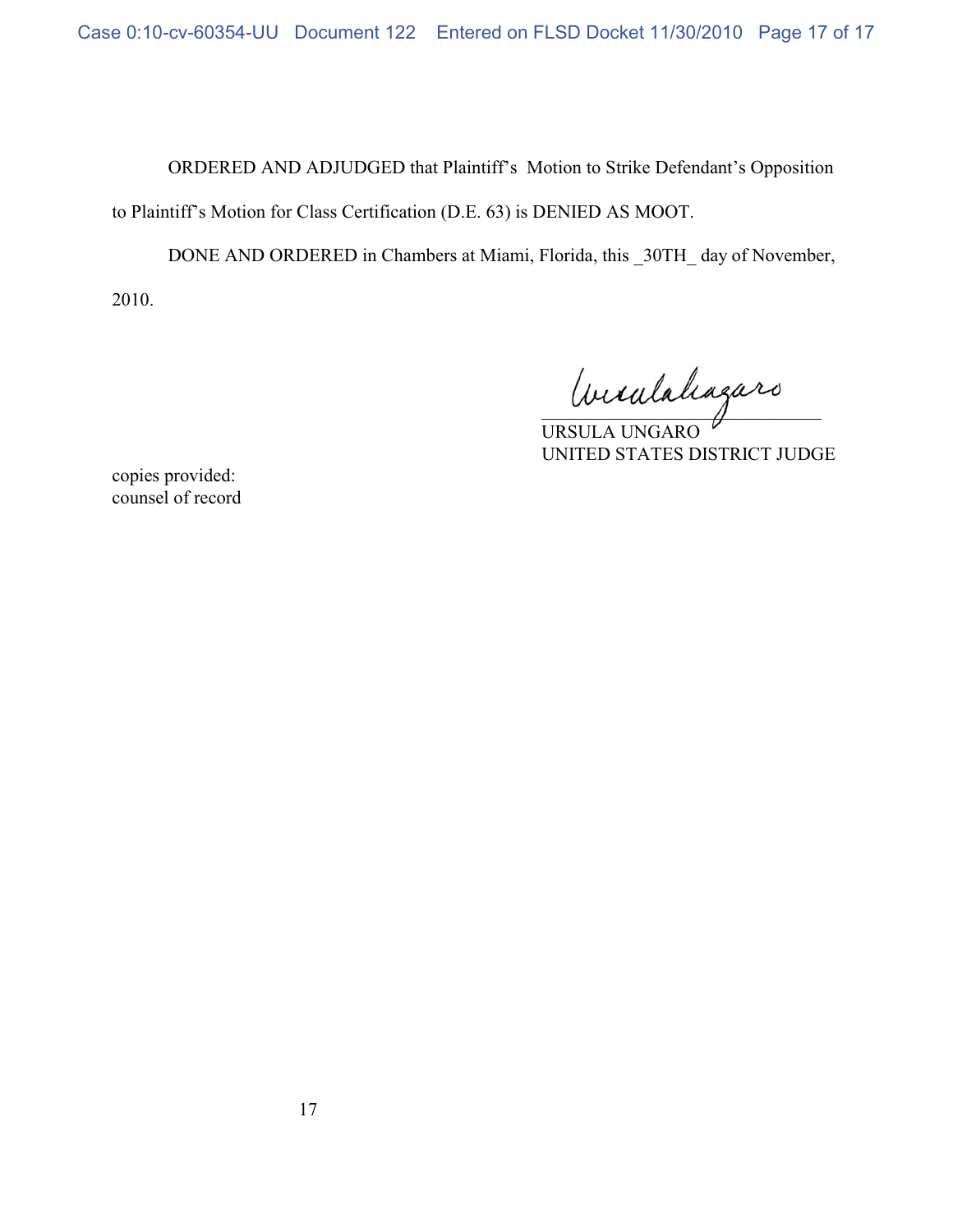ORDERED AND ADJUDGED that Plaintiff's Motion to Strike Defendant's Opposition to Plaintiff's Motion for Class Certification (D.E. 63) is DENIED AS MOOT.

DONE AND ORDERED in Chambers at Miami, Florida, this _30TH_ day of November, 2010.

URSULA UNGARO
UNITED STATES DISTRICT JUDGE

copies provided:
counsel of record